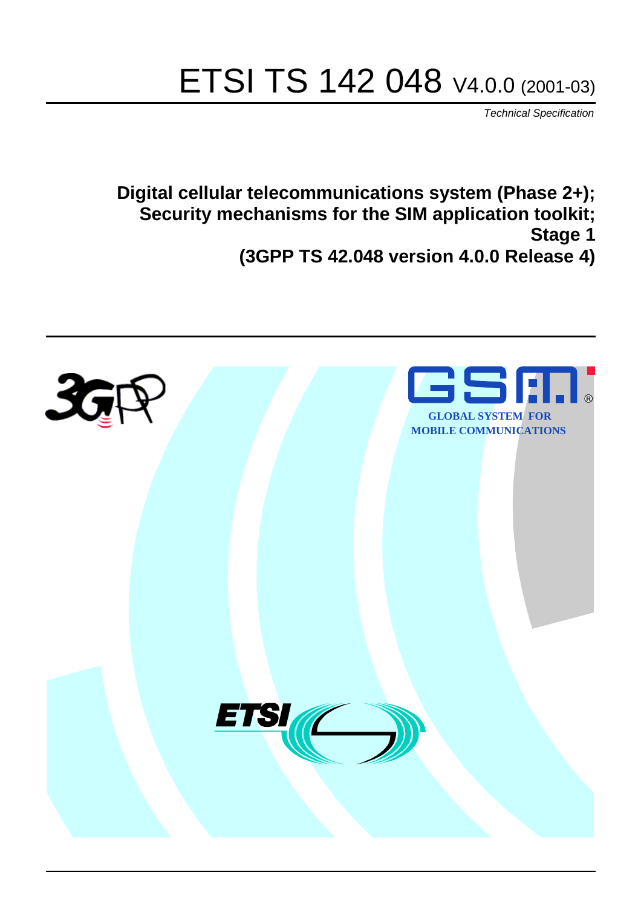# ETSI TS 142 048 V4.0.0 (2001-03)

*Technical Specification*

## Digital cellular telecommunications system (Phase 2+); Security mechanisms for the SIM application toolkit; Stage 1 (3GPP TS 42.048 version 4.0.0 Release 4)

GLOBAL SYSTEM FOR MOBILE COMMUNICATIONS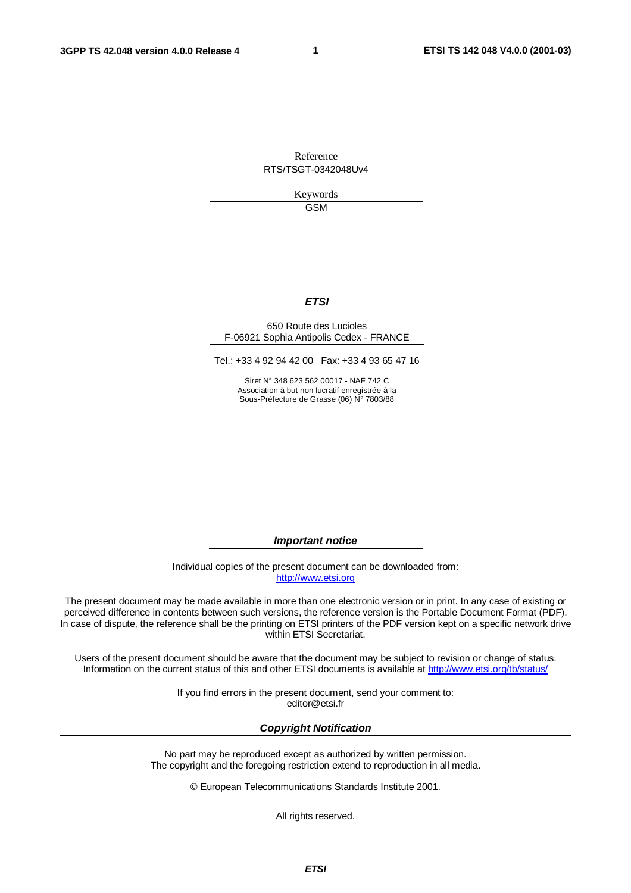Reference

RTS/TSGT-0342048Uv4

Keywords

GSM

***ETSI***

650 Route des Lucioles
F-06921 Sophia Antipolis Cedex - FRANCE

Tel.: +33 4 92 94 42 00   Fax: +33 4 93 65 47 16

Siret N° 348 623 562 00017 - NAF 742 C
Association à but non lucratif enregistrée à la
Sous-Préfecture de Grasse (06) N° 7803/88

***Important notice***

Individual copies of the present document can be downloaded from:
http://www.etsi.org

The present document may be made available in more than one electronic version or in print. In any case of existing or perceived difference in contents between such versions, the reference version is the Portable Document Format (PDF). In case of dispute, the reference shall be the printing on ETSI printers of the PDF version kept on a specific network drive within ETSI Secretariat.

Users of the present document should be aware that the document may be subject to revision or change of status. Information on the current status of this and other ETSI documents is available at http://www.etsi.org/tb/status/

If you find errors in the present document, send your comment to:
editor@etsi.fr

***Copyright Notification***

No part may be reproduced except as authorized by written permission.
The copyright and the foregoing restriction extend to reproduction in all media.

© European Telecommunications Standards Institute 2001.

All rights reserved.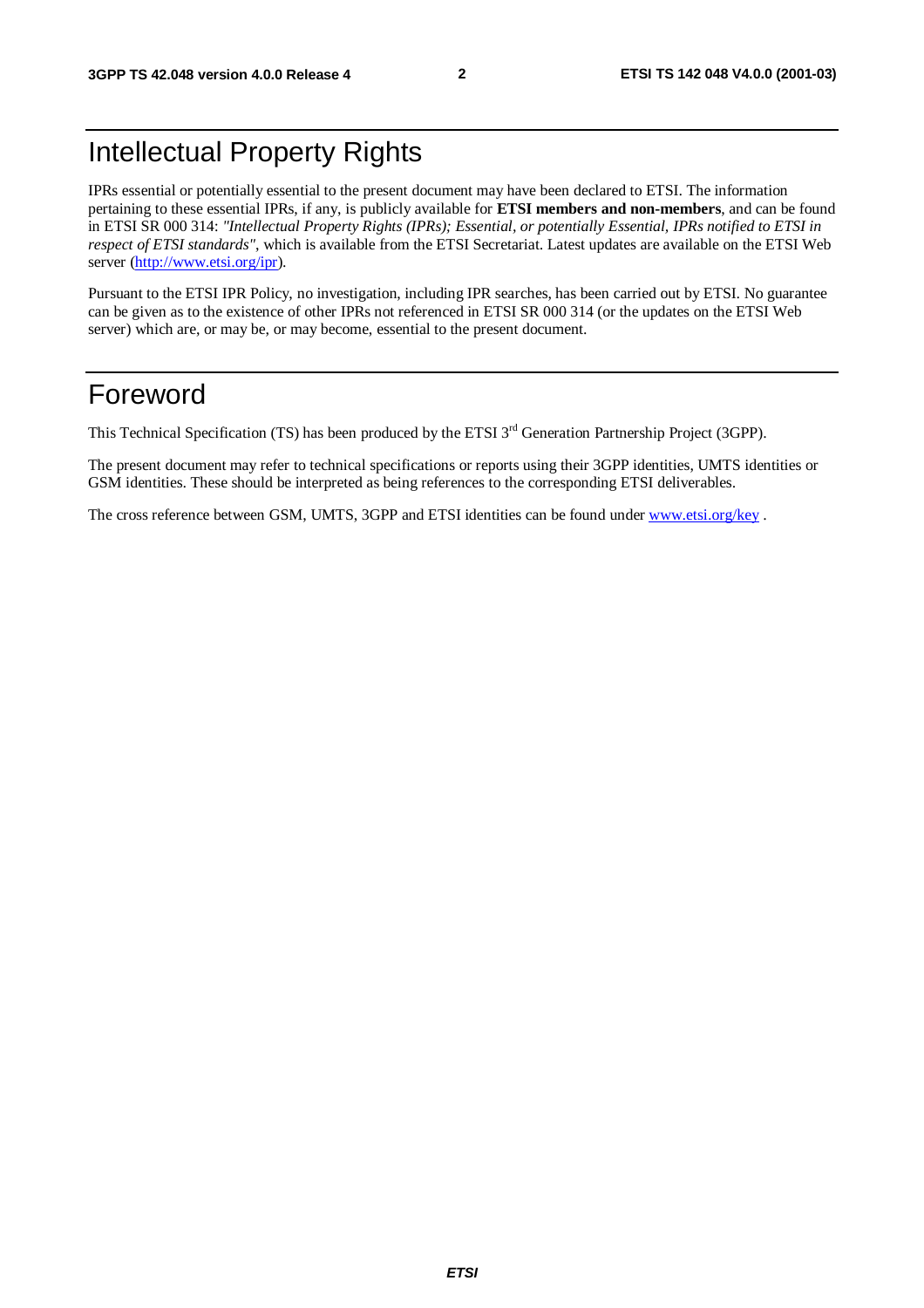# Intellectual Property Rights

IPRs essential or potentially essential to the present document may have been declared to ETSI. The information pertaining to these essential IPRs, if any, is publicly available for **ETSI members and non-members**, and can be found in ETSI SR 000 314: *"Intellectual Property Rights (IPRs); Essential, or potentially Essential, IPRs notified to ETSI in respect of ETSI standards"*, which is available from the ETSI Secretariat. Latest updates are available on the ETSI Web server (http://www.etsi.org/ipr).

Pursuant to the ETSI IPR Policy, no investigation, including IPR searches, has been carried out by ETSI. No guarantee can be given as to the existence of other IPRs not referenced in ETSI SR 000 314 (or the updates on the ETSI Web server) which are, or may be, or may become, essential to the present document.

# Foreword

This Technical Specification (TS) has been produced by the ETSI 3rd Generation Partnership Project (3GPP).

The present document may refer to technical specifications or reports using their 3GPP identities, UMTS identities or GSM identities. These should be interpreted as being references to the corresponding ETSI deliverables.

The cross reference between GSM, UMTS, 3GPP and ETSI identities can be found under www.etsi.org/key .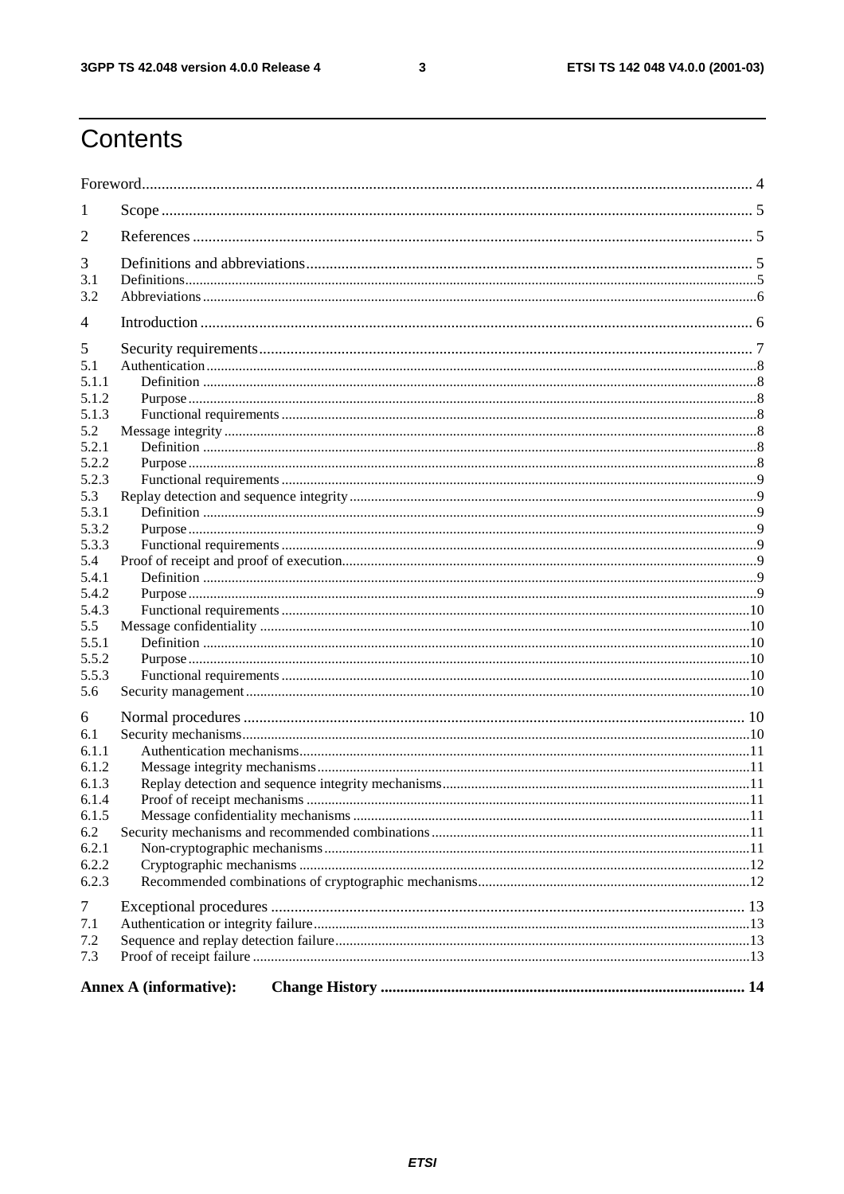# Contents

Foreword ... 4

1 Scope ... 5

2 References ... 5

3 Definitions and abbreviations ... 5
- 3.1 Definitions ... 5
- 3.2 Abbreviations ... 6

4 Introduction ... 6

5 Security requirements ... 7
- 5.1 Authentication ... 8
  - 5.1.1 Definition ... 8
  - 5.1.2 Purpose ... 8
  - 5.1.3 Functional requirements ... 8
- 5.2 Message integrity ... 8
  - 5.2.1 Definition ... 8
  - 5.2.2 Purpose ... 8
  - 5.2.3 Functional requirements ... 9
- 5.3 Replay detection and sequence integrity ... 9
  - 5.3.1 Definition ... 9
  - 5.3.2 Purpose ... 9
  - 5.3.3 Functional requirements ... 9
- 5.4 Proof of receipt and proof of execution ... 9
  - 5.4.1 Definition ... 9
  - 5.4.2 Purpose ... 9
  - 5.4.3 Functional requirements ... 10
- 5.5 Message confidentiality ... 10
  - 5.5.1 Definition ... 10
  - 5.5.2 Purpose ... 10
  - 5.5.3 Functional requirements ... 10
- 5.6 Security management ... 10

6 Normal procedures ... 10
- 6.1 Security mechanisms ... 10
  - 6.1.1 Authentication mechanisms ... 11
  - 6.1.2 Message integrity mechanisms ... 11
  - 6.1.3 Replay detection and sequence integrity mechanisms ... 11
  - 6.1.4 Proof of receipt mechanisms ... 11
  - 6.1.5 Message confidentiality mechanisms ... 11
- 6.2 Security mechanisms and recommended combinations ... 11
  - 6.2.1 Non-cryptographic mechanisms ... 11
  - 6.2.2 Cryptographic mechanisms ... 12
  - 6.2.3 Recommended combinations of cryptographic mechanisms ... 12

7 Exceptional procedures ... 13
- 7.1 Authentication or integrity failure ... 13
- 7.2 Sequence and replay detection failure ... 13
- 7.3 Proof of receipt failure ... 13

**Annex A (informative): Change History ... 14**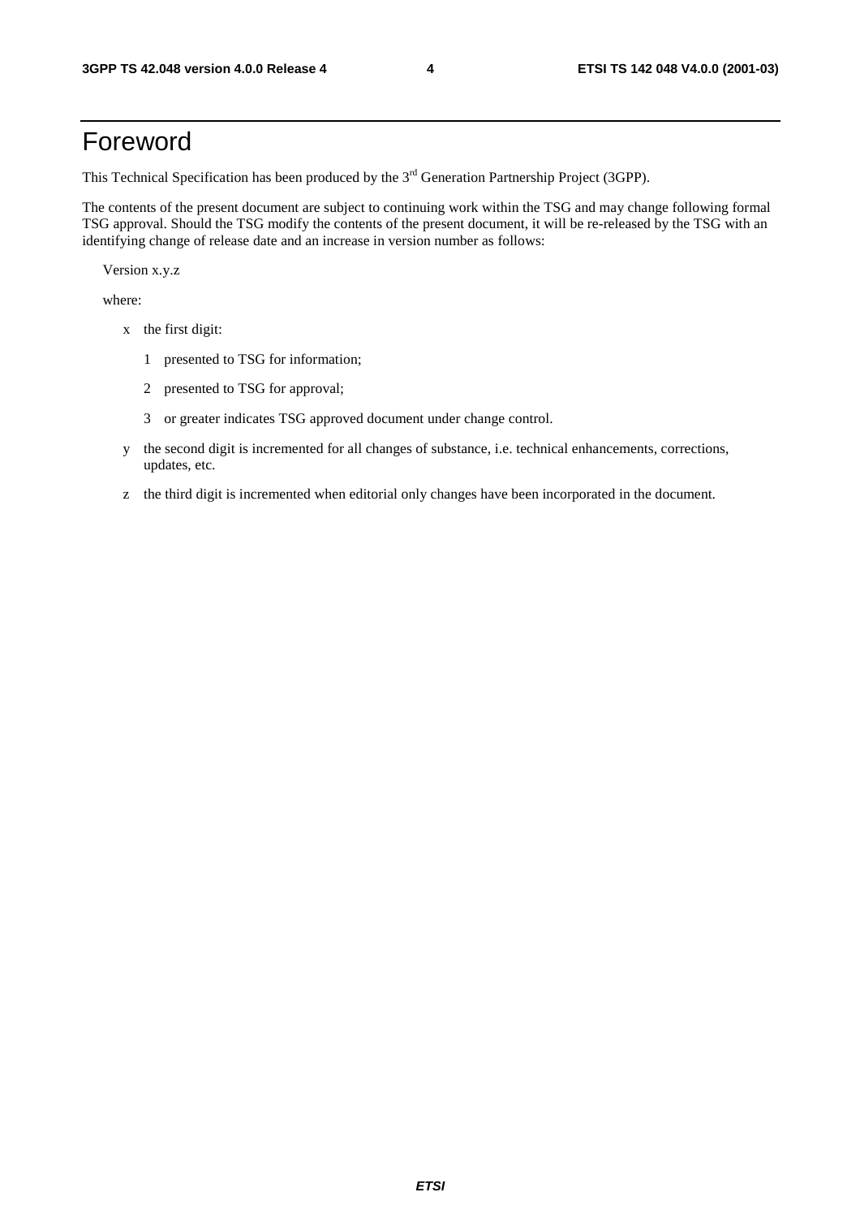# Foreword

This Technical Specification has been produced by the 3rd Generation Partnership Project (3GPP).

The contents of the present document are subject to continuing work within the TSG and may change following formal TSG approval. Should the TSG modify the contents of the present document, it will be re-released by the TSG with an identifying change of release date and an increase in version number as follows:

Version x.y.z

where:

- x the first digit:
  - 1 presented to TSG for information;
  - 2 presented to TSG for approval;
  - 3 or greater indicates TSG approved document under change control.
- y the second digit is incremented for all changes of substance, i.e. technical enhancements, corrections, updates, etc.
- z the third digit is incremented when editorial only changes have been incorporated in the document.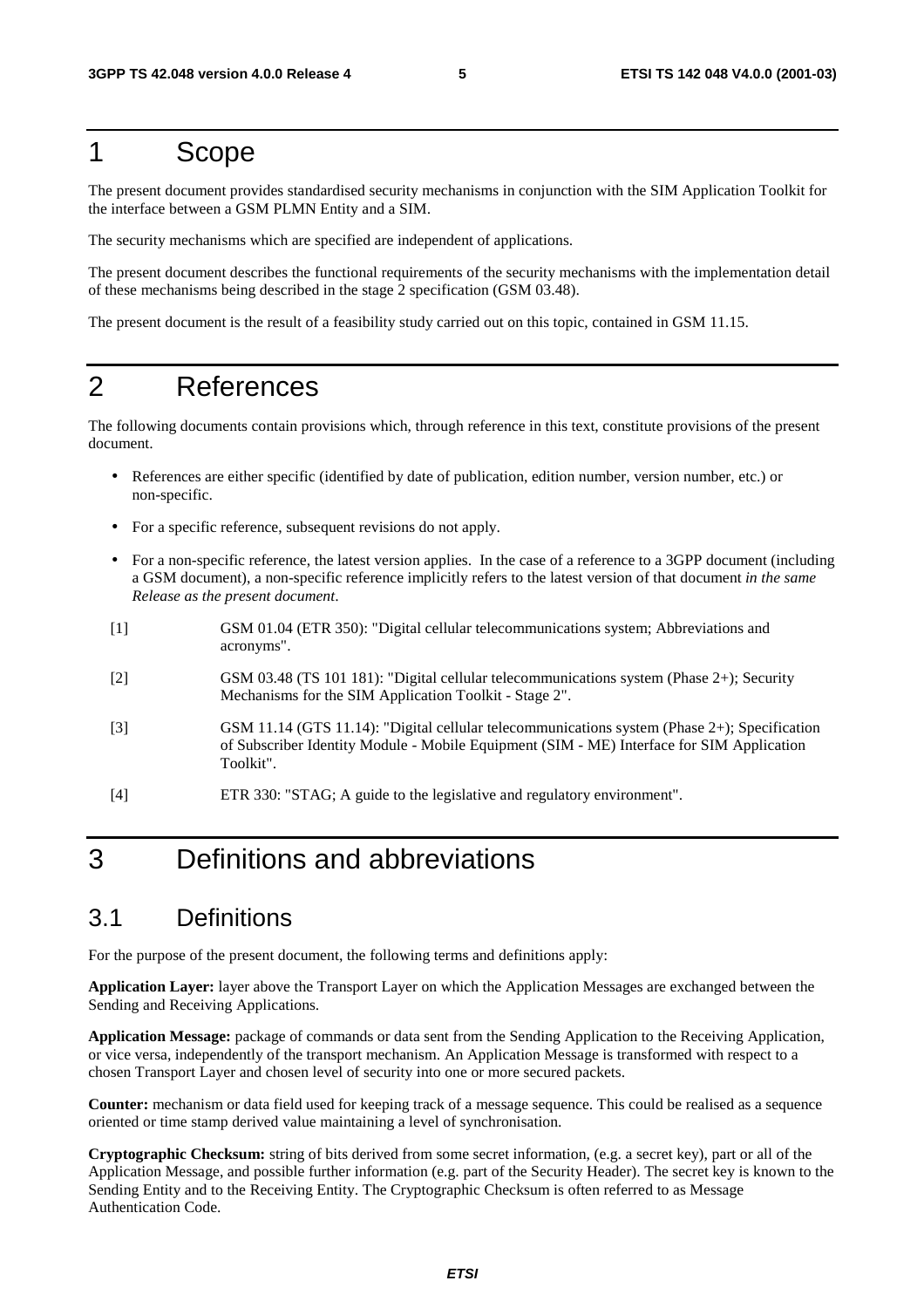# 1 Scope

The present document provides standardised security mechanisms in conjunction with the SIM Application Toolkit for the interface between a GSM PLMN Entity and a SIM.

The security mechanisms which are specified are independent of applications.

The present document describes the functional requirements of the security mechanisms with the implementation detail of these mechanisms being described in the stage 2 specification (GSM 03.48).

The present document is the result of a feasibility study carried out on this topic, contained in GSM 11.15.

# 2 References

The following documents contain provisions which, through reference in this text, constitute provisions of the present document.

- References are either specific (identified by date of publication, edition number, version number, etc.) or non-specific.
- For a specific reference, subsequent revisions do not apply.
- For a non-specific reference, the latest version applies. In the case of a reference to a 3GPP document (including a GSM document), a non-specific reference implicitly refers to the latest version of that document *in the same Release as the present document*.

[1] GSM 01.04 (ETR 350): "Digital cellular telecommunications system; Abbreviations and acronyms".

[2] GSM 03.48 (TS 101 181): "Digital cellular telecommunications system (Phase 2+); Security Mechanisms for the SIM Application Toolkit - Stage 2".

[3] GSM 11.14 (GTS 11.14): "Digital cellular telecommunications system (Phase 2+); Specification of Subscriber Identity Module - Mobile Equipment (SIM - ME) Interface for SIM Application Toolkit".

[4] ETR 330: "STAG; A guide to the legislative and regulatory environment".

# 3 Definitions and abbreviations

## 3.1 Definitions

For the purpose of the present document, the following terms and definitions apply:

**Application Layer:** layer above the Transport Layer on which the Application Messages are exchanged between the Sending and Receiving Applications.

**Application Message:** package of commands or data sent from the Sending Application to the Receiving Application, or vice versa, independently of the transport mechanism. An Application Message is transformed with respect to a chosen Transport Layer and chosen level of security into one or more secured packets.

**Counter:** mechanism or data field used for keeping track of a message sequence. This could be realised as a sequence oriented or time stamp derived value maintaining a level of synchronisation.

**Cryptographic Checksum:** string of bits derived from some secret information, (e.g. a secret key), part or all of the Application Message, and possible further information (e.g. part of the Security Header). The secret key is known to the Sending Entity and to the Receiving Entity. The Cryptographic Checksum is often referred to as Message Authentication Code.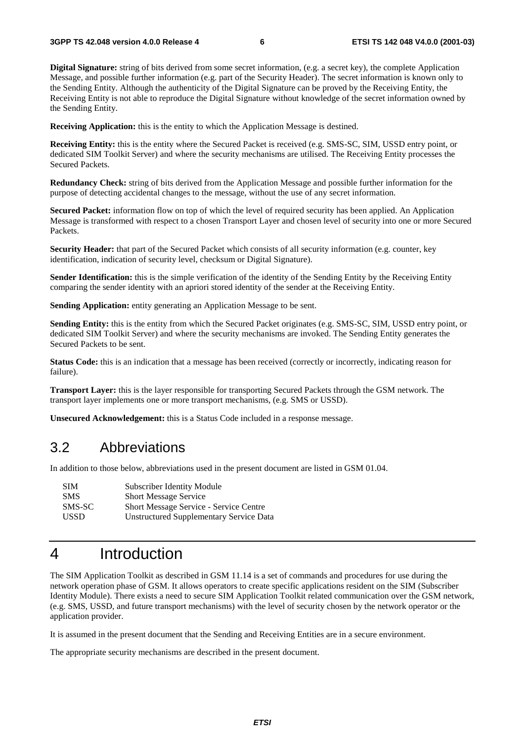**Digital Signature:** string of bits derived from some secret information, (e.g. a secret key), the complete Application Message, and possible further information (e.g. part of the Security Header). The secret information is known only to the Sending Entity. Although the authenticity of the Digital Signature can be proved by the Receiving Entity, the Receiving Entity is not able to reproduce the Digital Signature without knowledge of the secret information owned by the Sending Entity.

**Receiving Application:** this is the entity to which the Application Message is destined.

**Receiving Entity:** this is the entity where the Secured Packet is received (e.g. SMS-SC, SIM, USSD entry point, or dedicated SIM Toolkit Server) and where the security mechanisms are utilised. The Receiving Entity processes the Secured Packets.

**Redundancy Check:** string of bits derived from the Application Message and possible further information for the purpose of detecting accidental changes to the message, without the use of any secret information.

**Secured Packet:** information flow on top of which the level of required security has been applied. An Application Message is transformed with respect to a chosen Transport Layer and chosen level of security into one or more Secured Packets.

**Security Header:** that part of the Secured Packet which consists of all security information (e.g. counter, key identification, indication of security level, checksum or Digital Signature).

**Sender Identification:** this is the simple verification of the identity of the Sending Entity by the Receiving Entity comparing the sender identity with an apriori stored identity of the sender at the Receiving Entity.

**Sending Application:** entity generating an Application Message to be sent.

**Sending Entity:** this is the entity from which the Secured Packet originates (e.g. SMS-SC, SIM, USSD entry point, or dedicated SIM Toolkit Server) and where the security mechanisms are invoked. The Sending Entity generates the Secured Packets to be sent.

**Status Code:** this is an indication that a message has been received (correctly or incorrectly, indicating reason for failure).

**Transport Layer:** this is the layer responsible for transporting Secured Packets through the GSM network. The transport layer implements one or more transport mechanisms, (e.g. SMS or USSD).

**Unsecured Acknowledgement:** this is a Status Code included in a response message.

## 3.2 Abbreviations

In addition to those below, abbreviations used in the present document are listed in GSM 01.04.

| | |
|---|---|
| SIM | Subscriber Identity Module |
| SMS | Short Message Service |
| SMS-SC | Short Message Service - Service Centre |
| USSD | Unstructured Supplementary Service Data |

# 4 Introduction

The SIM Application Toolkit as described in GSM 11.14 is a set of commands and procedures for use during the network operation phase of GSM. It allows operators to create specific applications resident on the SIM (Subscriber Identity Module). There exists a need to secure SIM Application Toolkit related communication over the GSM network, (e.g. SMS, USSD, and future transport mechanisms) with the level of security chosen by the network operator or the application provider.

It is assumed in the present document that the Sending and Receiving Entities are in a secure environment.

The appropriate security mechanisms are described in the present document.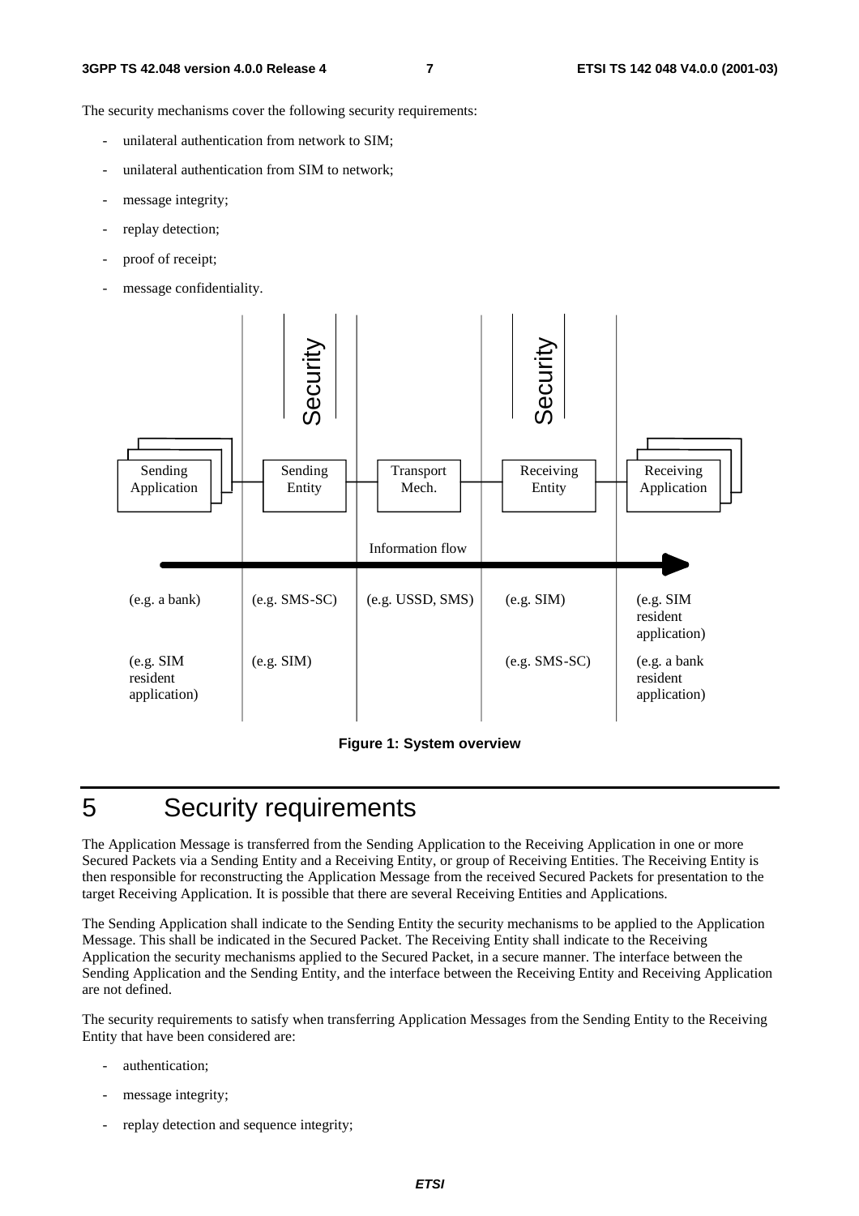The security mechanisms cover the following security requirements:

- unilateral authentication from network to SIM;
- unilateral authentication from SIM to network;
- message integrity;
- replay detection;
- proof of receipt;
- message confidentiality.

Security

Security

Sending Application

Sending Entity

Transport Mech.

Receiving Entity

Receiving Application

Information flow

(e.g. a bank)

(e.g. SMS-SC)

(e.g. USSD, SMS)

(e.g. SIM)

(e.g. SIM resident application)

(e.g. SIM resident application)

(e.g. SIM)

(e.g. SMS-SC)

(e.g. a bank resident application)

**Figure 1: System overview**

# 5 Security requirements

The Application Message is transferred from the Sending Application to the Receiving Application in one or more Secured Packets via a Sending Entity and a Receiving Entity, or group of Receiving Entities. The Receiving Entity is then responsible for reconstructing the Application Message from the received Secured Packets for presentation to the target Receiving Application. It is possible that there are several Receiving Entities and Applications.

The Sending Application shall indicate to the Sending Entity the security mechanisms to be applied to the Application Message. This shall be indicated in the Secured Packet. The Receiving Entity shall indicate to the Receiving Application the security mechanisms applied to the Secured Packet, in a secure manner. The interface between the Sending Application and the Sending Entity, and the interface between the Receiving Entity and Receiving Application are not defined.

The security requirements to satisfy when transferring Application Messages from the Sending Entity to the Receiving Entity that have been considered are:

- authentication;
- message integrity;
- replay detection and sequence integrity;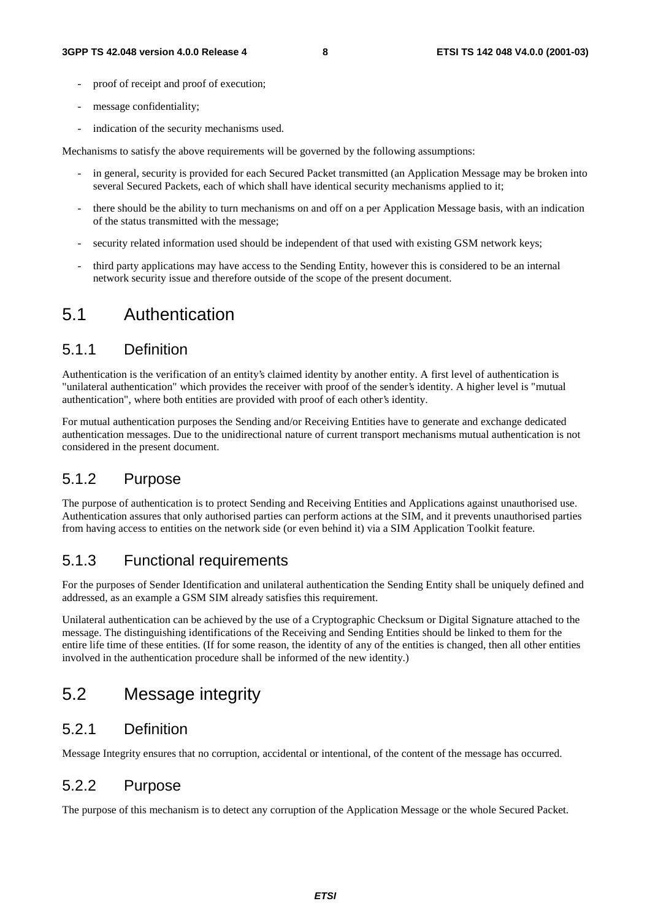- proof of receipt and proof of execution;
- message confidentiality;
- indication of the security mechanisms used.

Mechanisms to satisfy the above requirements will be governed by the following assumptions:

- in general, security is provided for each Secured Packet transmitted (an Application Message may be broken into several Secured Packets, each of which shall have identical security mechanisms applied to it;
- there should be the ability to turn mechanisms on and off on a per Application Message basis, with an indication of the status transmitted with the message;
- security related information used should be independent of that used with existing GSM network keys;
- third party applications may have access to the Sending Entity, however this is considered to be an internal network security issue and therefore outside of the scope of the present document.

## 5.1 Authentication

### 5.1.1 Definition

Authentication is the verification of an entity's claimed identity by another entity. A first level of authentication is "unilateral authentication" which provides the receiver with proof of the sender's identity. A higher level is "mutual authentication", where both entities are provided with proof of each other's identity.

For mutual authentication purposes the Sending and/or Receiving Entities have to generate and exchange dedicated authentication messages. Due to the unidirectional nature of current transport mechanisms mutual authentication is not considered in the present document.

### 5.1.2 Purpose

The purpose of authentication is to protect Sending and Receiving Entities and Applications against unauthorised use. Authentication assures that only authorised parties can perform actions at the SIM, and it prevents unauthorised parties from having access to entities on the network side (or even behind it) via a SIM Application Toolkit feature.

### 5.1.3 Functional requirements

For the purposes of Sender Identification and unilateral authentication the Sending Entity shall be uniquely defined and addressed, as an example a GSM SIM already satisfies this requirement.

Unilateral authentication can be achieved by the use of a Cryptographic Checksum or Digital Signature attached to the message. The distinguishing identifications of the Receiving and Sending Entities should be linked to them for the entire life time of these entities. (If for some reason, the identity of any of the entities is changed, then all other entities involved in the authentication procedure shall be informed of the new identity.)

## 5.2 Message integrity

### 5.2.1 Definition

Message Integrity ensures that no corruption, accidental or intentional, of the content of the message has occurred.

### 5.2.2 Purpose

The purpose of this mechanism is to detect any corruption of the Application Message or the whole Secured Packet.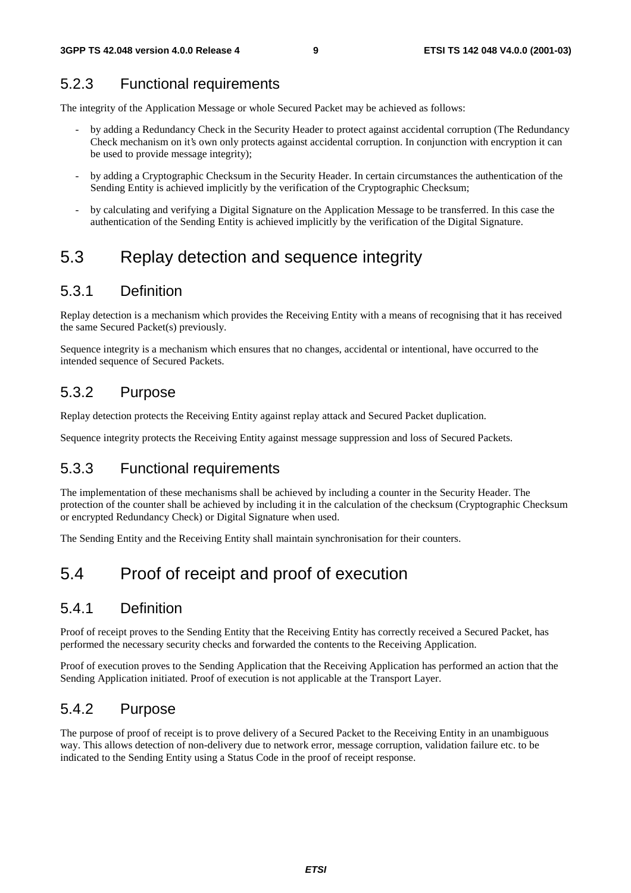### 5.2.3 Functional requirements

The integrity of the Application Message or whole Secured Packet may be achieved as follows:

- by adding a Redundancy Check in the Security Header to protect against accidental corruption (The Redundancy Check mechanism on it's own only protects against accidental corruption. In conjunction with encryption it can be used to provide message integrity);
- by adding a Cryptographic Checksum in the Security Header. In certain circumstances the authentication of the Sending Entity is achieved implicitly by the verification of the Cryptographic Checksum;
- by calculating and verifying a Digital Signature on the Application Message to be transferred. In this case the authentication of the Sending Entity is achieved implicitly by the verification of the Digital Signature.

## 5.3 Replay detection and sequence integrity

### 5.3.1 Definition

Replay detection is a mechanism which provides the Receiving Entity with a means of recognising that it has received the same Secured Packet(s) previously.

Sequence integrity is a mechanism which ensures that no changes, accidental or intentional, have occurred to the intended sequence of Secured Packets.

### 5.3.2 Purpose

Replay detection protects the Receiving Entity against replay attack and Secured Packet duplication.

Sequence integrity protects the Receiving Entity against message suppression and loss of Secured Packets.

### 5.3.3 Functional requirements

The implementation of these mechanisms shall be achieved by including a counter in the Security Header. The protection of the counter shall be achieved by including it in the calculation of the checksum (Cryptographic Checksum or encrypted Redundancy Check) or Digital Signature when used.

The Sending Entity and the Receiving Entity shall maintain synchronisation for their counters.

## 5.4 Proof of receipt and proof of execution

### 5.4.1 Definition

Proof of receipt proves to the Sending Entity that the Receiving Entity has correctly received a Secured Packet, has performed the necessary security checks and forwarded the contents to the Receiving Application.

Proof of execution proves to the Sending Application that the Receiving Application has performed an action that the Sending Application initiated. Proof of execution is not applicable at the Transport Layer.

### 5.4.2 Purpose

The purpose of proof of receipt is to prove delivery of a Secured Packet to the Receiving Entity in an unambiguous way. This allows detection of non-delivery due to network error, message corruption, validation failure etc. to be indicated to the Sending Entity using a Status Code in the proof of receipt response.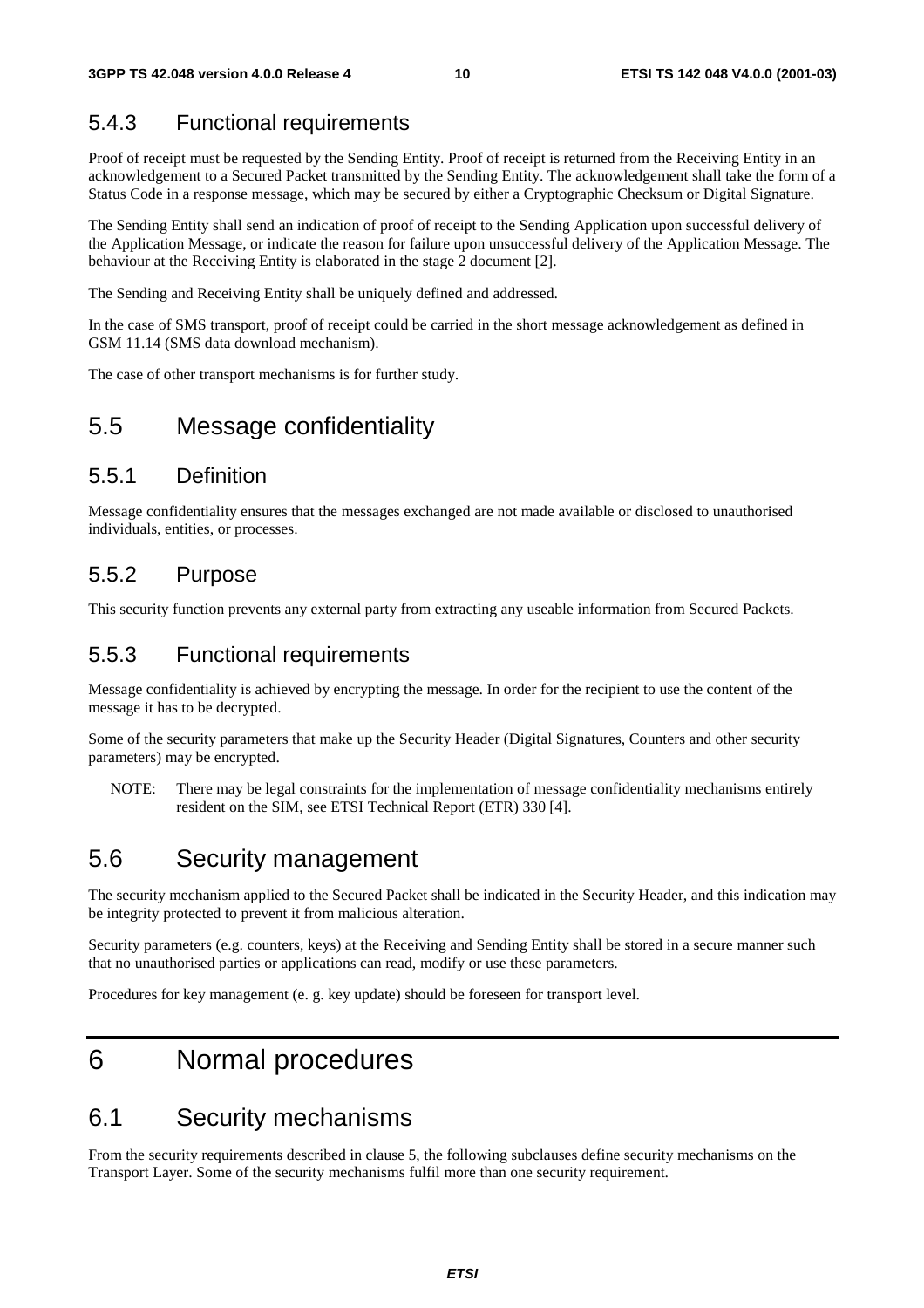### 5.4.3 Functional requirements

Proof of receipt must be requested by the Sending Entity. Proof of receipt is returned from the Receiving Entity in an acknowledgement to a Secured Packet transmitted by the Sending Entity. The acknowledgement shall take the form of a Status Code in a response message, which may be secured by either a Cryptographic Checksum or Digital Signature.

The Sending Entity shall send an indication of proof of receipt to the Sending Application upon successful delivery of the Application Message, or indicate the reason for failure upon unsuccessful delivery of the Application Message. The behaviour at the Receiving Entity is elaborated in the stage 2 document [2].

The Sending and Receiving Entity shall be uniquely defined and addressed.

In the case of SMS transport, proof of receipt could be carried in the short message acknowledgement as defined in GSM 11.14 (SMS data download mechanism).

The case of other transport mechanisms is for further study.

## 5.5 Message confidentiality

### 5.5.1 Definition

Message confidentiality ensures that the messages exchanged are not made available or disclosed to unauthorised individuals, entities, or processes.

### 5.5.2 Purpose

This security function prevents any external party from extracting any useable information from Secured Packets.

### 5.5.3 Functional requirements

Message confidentiality is achieved by encrypting the message. In order for the recipient to use the content of the message it has to be decrypted.

Some of the security parameters that make up the Security Header (Digital Signatures, Counters and other security parameters) may be encrypted.

NOTE: There may be legal constraints for the implementation of message confidentiality mechanisms entirely resident on the SIM, see ETSI Technical Report (ETR) 330 [4].

## 5.6 Security management

The security mechanism applied to the Secured Packet shall be indicated in the Security Header, and this indication may be integrity protected to prevent it from malicious alteration.

Security parameters (e.g. counters, keys) at the Receiving and Sending Entity shall be stored in a secure manner such that no unauthorised parties or applications can read, modify or use these parameters.

Procedures for key management (e. g. key update) should be foreseen for transport level.

# 6 Normal procedures

## 6.1 Security mechanisms

From the security requirements described in clause 5, the following subclauses define security mechanisms on the Transport Layer. Some of the security mechanisms fulfil more than one security requirement.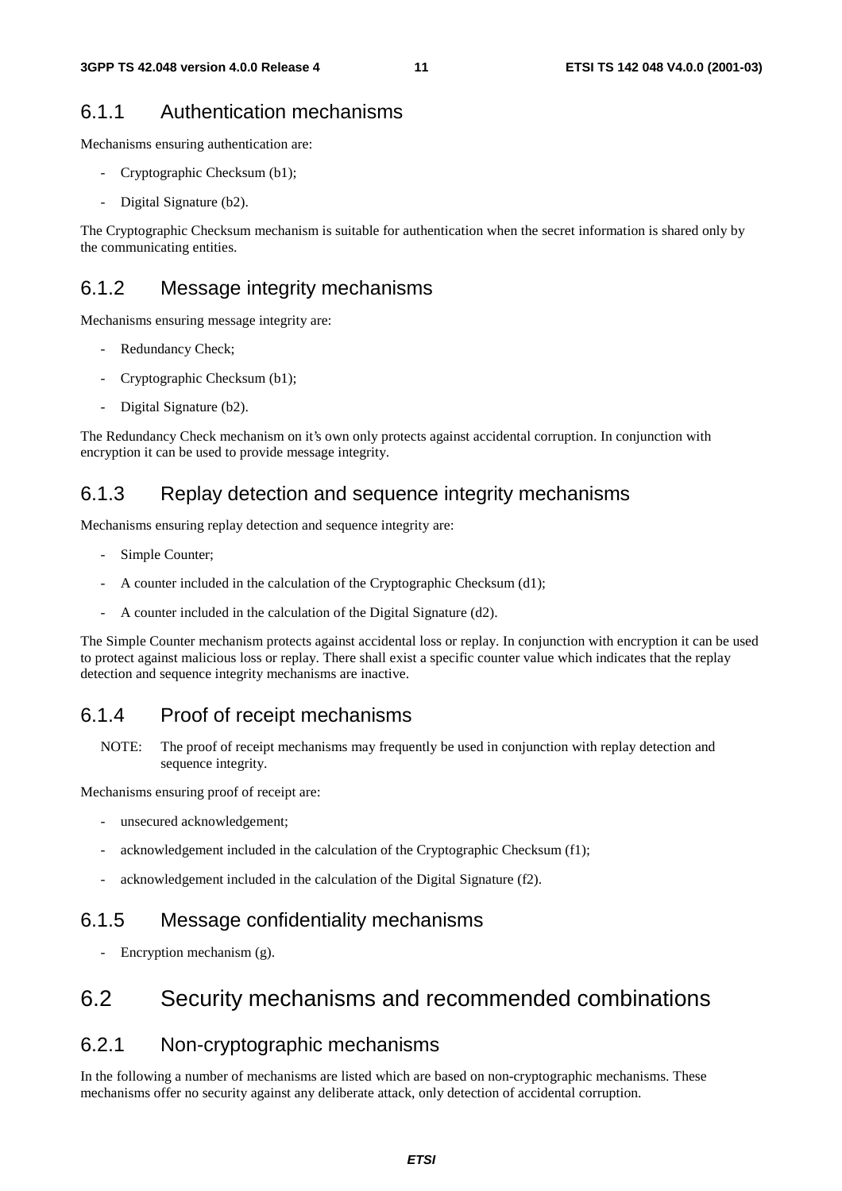### 6.1.1 Authentication mechanisms

Mechanisms ensuring authentication are:

- Cryptographic Checksum (b1);
- Digital Signature (b2).

The Cryptographic Checksum mechanism is suitable for authentication when the secret information is shared only by the communicating entities.

### 6.1.2 Message integrity mechanisms

Mechanisms ensuring message integrity are:

- Redundancy Check;
- Cryptographic Checksum (b1);
- Digital Signature (b2).

The Redundancy Check mechanism on it's own only protects against accidental corruption. In conjunction with encryption it can be used to provide message integrity.

### 6.1.3 Replay detection and sequence integrity mechanisms

Mechanisms ensuring replay detection and sequence integrity are:

- Simple Counter;
- A counter included in the calculation of the Cryptographic Checksum (d1);
- A counter included in the calculation of the Digital Signature (d2).

The Simple Counter mechanism protects against accidental loss or replay. In conjunction with encryption it can be used to protect against malicious loss or replay. There shall exist a specific counter value which indicates that the replay detection and sequence integrity mechanisms are inactive.

### 6.1.4 Proof of receipt mechanisms

NOTE: The proof of receipt mechanisms may frequently be used in conjunction with replay detection and sequence integrity.

Mechanisms ensuring proof of receipt are:

- unsecured acknowledgement;
- acknowledgement included in the calculation of the Cryptographic Checksum (f1);
- acknowledgement included in the calculation of the Digital Signature (f2).

### 6.1.5 Message confidentiality mechanisms

- Encryption mechanism (g).

## 6.2 Security mechanisms and recommended combinations

### 6.2.1 Non-cryptographic mechanisms

In the following a number of mechanisms are listed which are based on non-cryptographic mechanisms. These mechanisms offer no security against any deliberate attack, only detection of accidental corruption.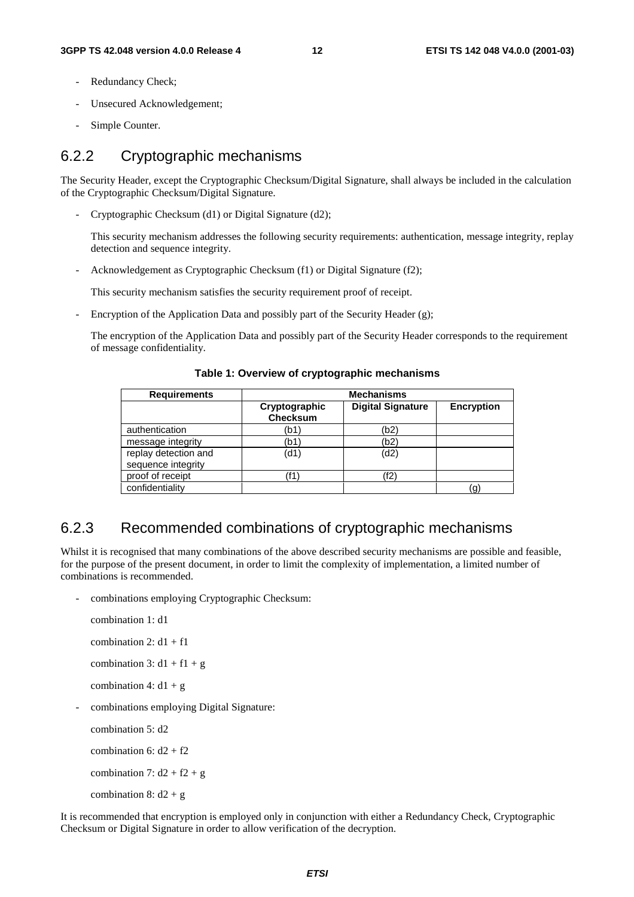- Redundancy Check;
- Unsecured Acknowledgement;
- Simple Counter.

### 6.2.2 Cryptographic mechanisms

The Security Header, except the Cryptographic Checksum/Digital Signature, shall always be included in the calculation of the Cryptographic Checksum/Digital Signature.

- Cryptographic Checksum (d1) or Digital Signature (d2);

  This security mechanism addresses the following security requirements: authentication, message integrity, replay detection and sequence integrity.

- Acknowledgement as Cryptographic Checksum (f1) or Digital Signature (f2);

  This security mechanism satisfies the security requirement proof of receipt.

- Encryption of the Application Data and possibly part of the Security Header (g);

  The encryption of the Application Data and possibly part of the Security Header corresponds to the requirement of message confidentiality.

**Table 1: Overview of cryptographic mechanisms**

| Requirements | Mechanisms | | |
|---|---|---|---|
| | Cryptographic Checksum | Digital Signature | Encryption |
| authentication | (b1) | (b2) | |
| message integrity | (b1) | (b2) | |
| replay detection and sequence integrity | (d1) | (d2) | |
| proof of receipt | (f1) | (f2) | |
| confidentiality | | | (g) |

### 6.2.3 Recommended combinations of cryptographic mechanisms

Whilst it is recognised that many combinations of the above described security mechanisms are possible and feasible, for the purpose of the present document, in order to limit the complexity of implementation, a limited number of combinations is recommended.

- combinations employing Cryptographic Checksum:

  combination 1: d1

  combination 2: d1 + f1

  combination 3: d1 + f1 + g

  combination 4: d1 + g

- combinations employing Digital Signature:

  combination 5: d2

  combination 6: d2 + f2

  combination 7: d2 + f2 + g

  combination 8: d2 + g

It is recommended that encryption is employed only in conjunction with either a Redundancy Check, Cryptographic Checksum or Digital Signature in order to allow verification of the decryption.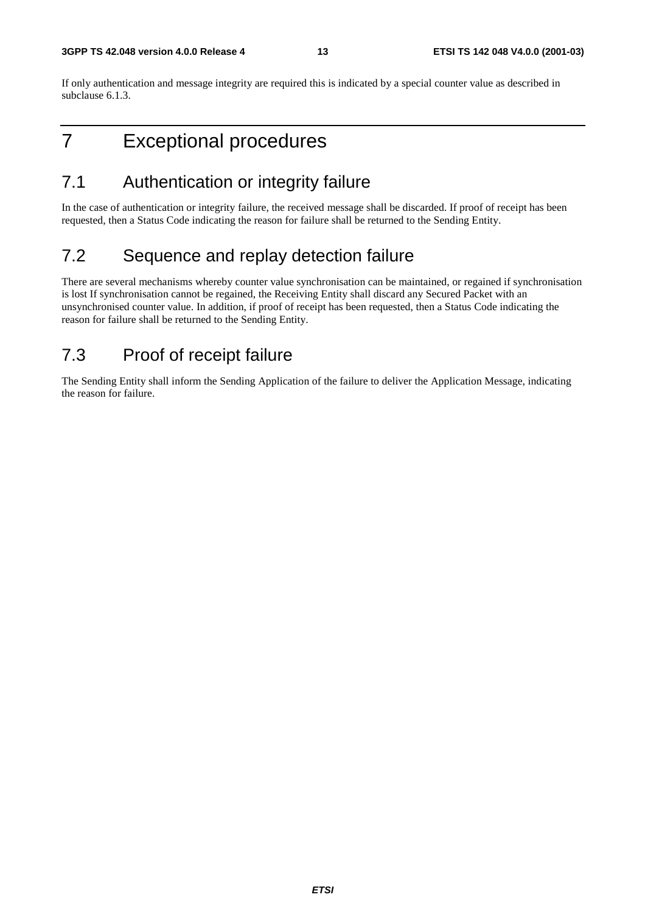If only authentication and message integrity are required this is indicated by a special counter value as described in subclause 6.1.3.

# 7 Exceptional procedures

## 7.1 Authentication or integrity failure

In the case of authentication or integrity failure, the received message shall be discarded. If proof of receipt has been requested, then a Status Code indicating the reason for failure shall be returned to the Sending Entity.

## 7.2 Sequence and replay detection failure

There are several mechanisms whereby counter value synchronisation can be maintained, or regained if synchronisation is lost If synchronisation cannot be regained, the Receiving Entity shall discard any Secured Packet with an unsynchronised counter value. In addition, if proof of receipt has been requested, then a Status Code indicating the reason for failure shall be returned to the Sending Entity.

## 7.3 Proof of receipt failure

The Sending Entity shall inform the Sending Application of the failure to deliver the Application Message, indicating the reason for failure.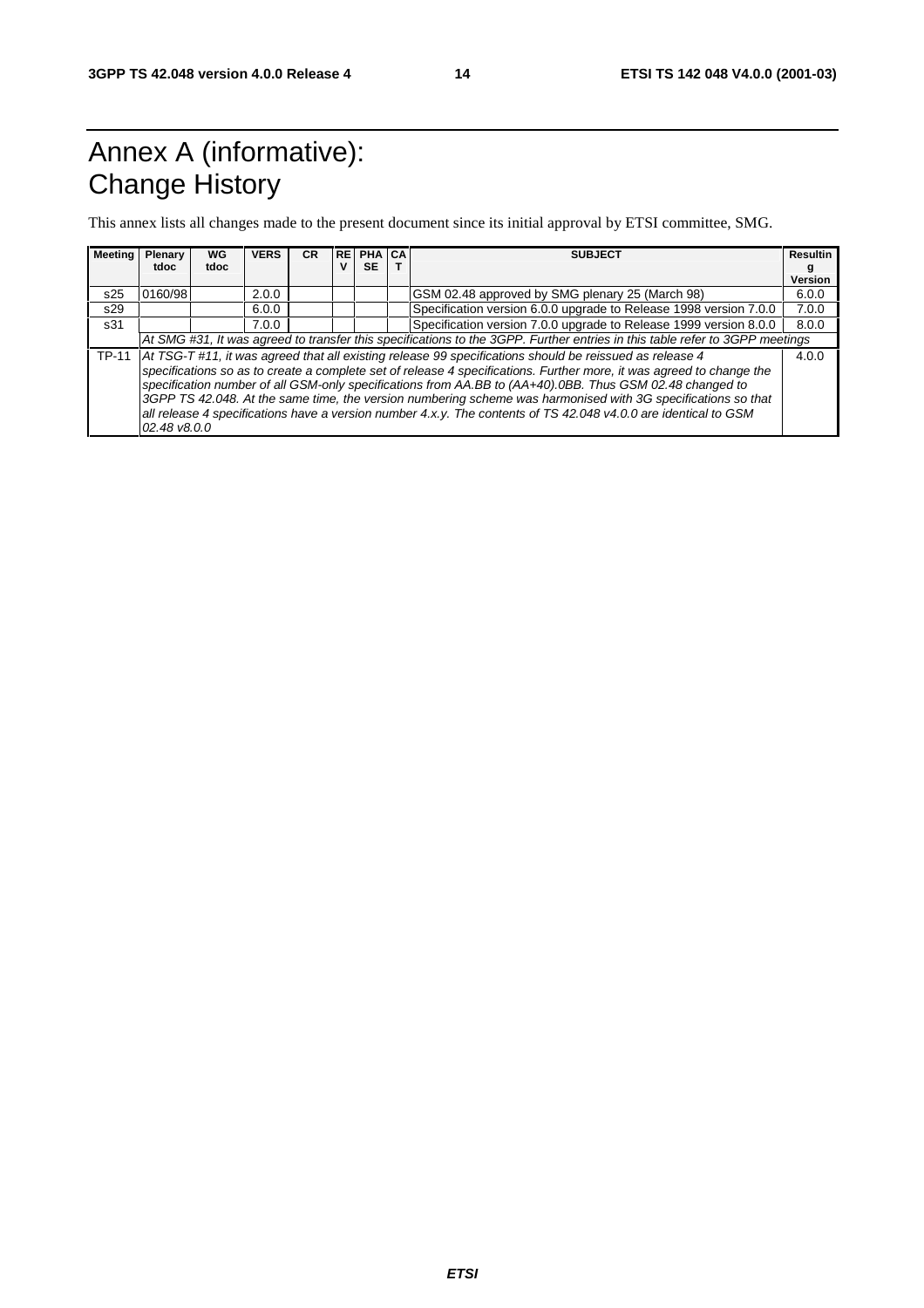# Annex A (informative): Change History

This annex lists all changes made to the present document since its initial approval by ETSI committee, SMG.

| Meeting | Plenary tdoc | WG tdoc | VERS | CR | REV | PHASE | CAT | SUBJECT | Resulting Version |
|---|---|---|---|---|---|---|---|---|---|
| s25 | 0160/98 | | 2.0.0 | | | | | GSM 02.48 approved by SMG plenary 25 (March 98) | 6.0.0 |
| s29 | | | 6.0.0 | | | | | Specification version 6.0.0 upgrade to Release 1998 version 7.0.0 | 7.0.0 |
| s31 | | | 7.0.0 | | | | | Specification version 7.0.0 upgrade to Release 1999 version 8.0.0 | 8.0.0 |
| | *At SMG #31, It was agreed to transfer this specifications to the 3GPP. Further entries in this table refer to 3GPP meetings* | | | | | | | | |
| TP-11 | *At TSG-T #11, it was agreed that all existing release 99 specifications should be reissued as release 4 specifications so as to create a complete set of release 4 specifications. Further more, it was agreed to change the specification number of all GSM-only specifications from AA.BB to (AA+40).0BB. Thus GSM 02.48 changed to 3GPP TS 42.048. At the same time, the version numbering scheme was harmonised with 3G specifications so that all release 4 specifications have a version number 4.x.y. The contents of TS 42.048 v4.0.0 are identical to GSM 02.48 v8.0.0* | | | | | | | | 4.0.0 |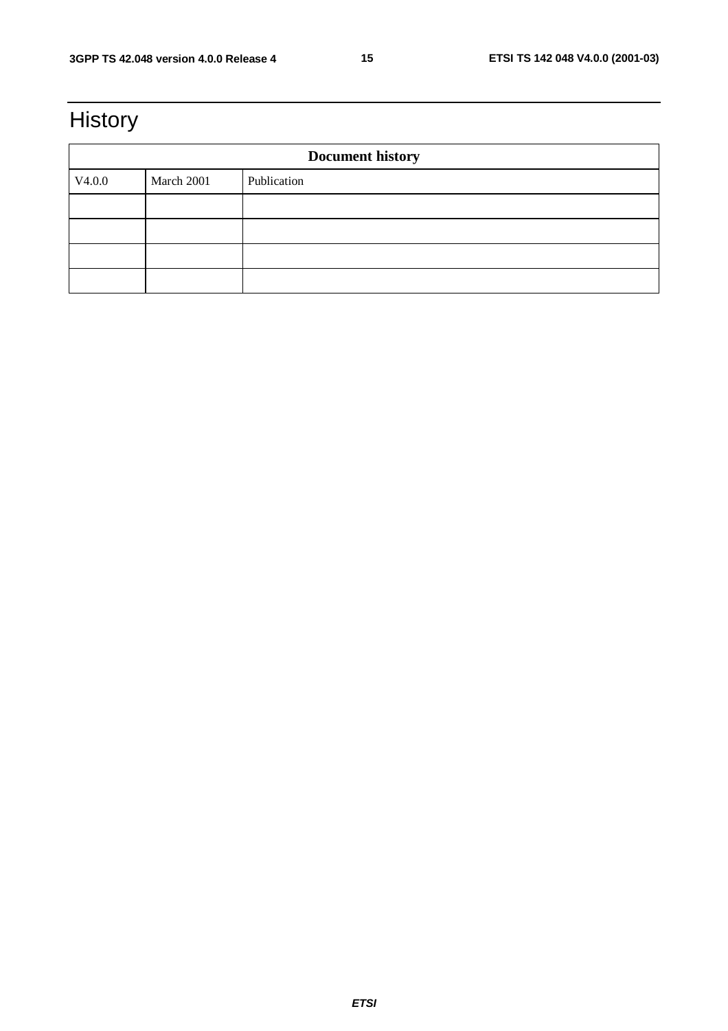# History

| Document history | | |
|---|---|---|
| V4.0.0 | March 2001 | Publication |
| | | |
| | | |
| | | |
| | | |